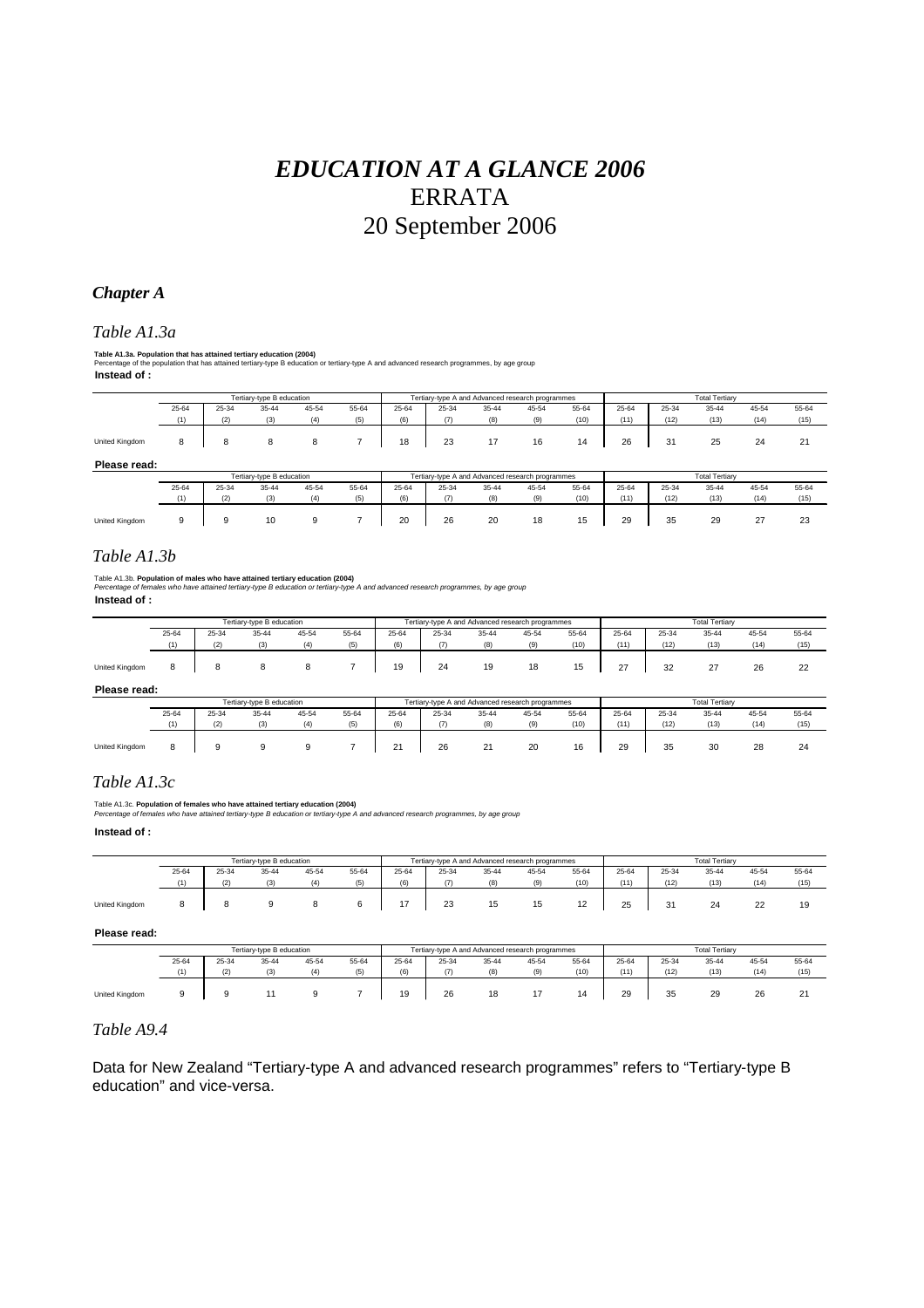# *EDUCATION AT A GLANCE 2006*

# ERRATA

# 20 September 2006

## *Chapter A*

### *Table A1.3a*

**Table A1.3a. Population that has attained tertiary education (2004)**
Percentage of the population that has attained tertiary-type B education or tertiary-type A and advanced research programmes, by age group

**Instead of :**

| | Tertiary-type B education | | | | | Tertiary-type A and Advanced research programmes | | | | | Total Tertiary | | | | |
|---|---|---|---|---|---|---|---|---|---|---|---|---|---|---|---|
| | 25-64 | 25-34 | 35-44 | 45-54 | 55-64 | 25-64 | 25-34 | 35-44 | 45-54 | 55-64 | 25-64 | 25-34 | 35-44 | 45-54 | 55-64 |
| | (1) | (2) | (3) | (4) | (5) | (6) | (7) | (8) | (9) | (10) | (11) | (12) | (13) | (14) | (15) |
| United Kingdom | 8 | 8 | 8 | 8 | 7 | 18 | 23 | 17 | 16 | 14 | 26 | 31 | 25 | 24 | 21 |

**Please read:**

| | Tertiary-type B education | | | | | Tertiary-type A and Advanced research programmes | | | | | Total Tertiary | | | | |
|---|---|---|---|---|---|---|---|---|---|---|---|---|---|---|---|
| | 25-64 | 25-34 | 35-44 | 45-54 | 55-64 | 25-64 | 25-34 | 35-44 | 45-54 | 55-64 | 25-64 | 25-34 | 35-44 | 45-54 | 55-64 |
| | (1) | (2) | (3) | (4) | (5) | (6) | (7) | (8) | (9) | (10) | (11) | (12) | (13) | (14) | (15) |
| United Kingdom | 9 | 9 | 10 | 9 | 7 | 20 | 26 | 20 | 18 | 15 | 29 | 35 | 29 | 27 | 23 |

### *Table A1.3b*

Table A1.3b. **Population of males who have attained tertiary education (2004)**
*Percentage of females who have attained tertiary-type B education or tertiary-type A and advanced research programmes, by age group*

**Instead of :**

| | Tertiary-type B education | | | | | Tertiary-type A and Advanced research programmes | | | | | Total Tertiary | | | | |
|---|---|---|---|---|---|---|---|---|---|---|---|---|---|---|---|
| | 25-64 | 25-34 | 35-44 | 45-54 | 55-64 | 25-64 | 25-34 | 35-44 | 45-54 | 55-64 | 25-64 | 25-34 | 35-44 | 45-54 | 55-64 |
| | (1) | (2) | (3) | (4) | (5) | (6) | (7) | (8) | (9) | (10) | (11) | (12) | (13) | (14) | (15) |
| United Kingdom | 8 | 8 | 8 | 8 | 7 | 19 | 24 | 19 | 18 | 15 | 27 | 32 | 27 | 26 | 22 |

**Please read:**

| | Tertiary-type B education | | | | | Tertiary-type A and Advanced research programmes | | | | | Total Tertiary | | | | |
|---|---|---|---|---|---|---|---|---|---|---|---|---|---|---|---|
| | 25-64 | 25-34 | 35-44 | 45-54 | 55-64 | 25-64 | 25-34 | 35-44 | 45-54 | 55-64 | 25-64 | 25-34 | 35-44 | 45-54 | 55-64 |
| | (1) | (2) | (3) | (4) | (5) | (6) | (7) | (8) | (9) | (10) | (11) | (12) | (13) | (14) | (15) |
| United Kingdom | 8 | 9 | 9 | 9 | 7 | 21 | 26 | 21 | 20 | 16 | 29 | 35 | 30 | 28 | 24 |

### *Table A1.3c*

Table A1.3c. **Population of females who have attained tertiary education (2004)**
*Percentage of females who have attained tertiary-type B education or tertiary-type A and advanced research programmes, by age group*

**Instead of :**

| | Tertiary-type B education | | | | | Tertiary-type A and Advanced research programmes | | | | | Total Tertiary | | | | |
|---|---|---|---|---|---|---|---|---|---|---|---|---|---|---|---|
| | 25-64 | 25-34 | 35-44 | 45-54 | 55-64 | 25-64 | 25-34 | 35-44 | 45-54 | 55-64 | 25-64 | 25-34 | 35-44 | 45-54 | 55-64 |
| | (1) | (2) | (3) | (4) | (5) | (6) | (7) | (8) | (9) | (10) | (11) | (12) | (13) | (14) | (15) |
| United Kingdom | 8 | 8 | 9 | 8 | 6 | 17 | 23 | 15 | 15 | 12 | 25 | 31 | 24 | 22 | 19 |

**Please read:**

| | Tertiary-type B education | | | | | Tertiary-type A and Advanced research programmes | | | | | Total Tertiary | | | | |
|---|---|---|---|---|---|---|---|---|---|---|---|---|---|---|---|
| | 25-64 | 25-34 | 35-44 | 45-54 | 55-64 | 25-64 | 25-34 | 35-44 | 45-54 | 55-64 | 25-64 | 25-34 | 35-44 | 45-54 | 55-64 |
| | (1) | (2) | (3) | (4) | (5) | (6) | (7) | (8) | (9) | (10) | (11) | (12) | (13) | (14) | (15) |
| United Kingdom | 9 | 9 | 11 | 9 | 7 | 19 | 26 | 18 | 17 | 14 | 29 | 35 | 29 | 26 | 21 |

### *Table A9.4*

Data for New Zealand "Tertiary-type A and advanced research programmes" refers to "Tertiary-type B education" and vice-versa.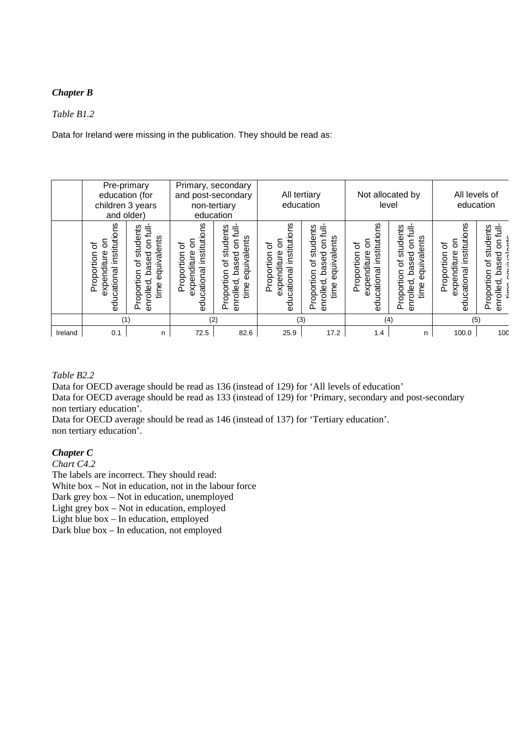***Chapter B***

*Table B1.2*

Data for Ireland were missing in the publication. They should be read as:

| | Pre-primary education (for children 3 years and older) | | Primary, secondary and post-secondary non-tertiary education | | All tertiary education | | Not allocated by level | | All levels of education | |
|---|---|---|---|---|---|---|---|---|---|---|
| | Proportion of expenditure on educational institutions | Proportion of students enrolled, based on full-time equivalents | Proportion of expenditure on educational institutions | Proportion of students enrolled, based on full-time equivalents | Proportion of expenditure on educational institutions | Proportion of students enrolled, based on full-time equivalents | Proportion of expenditure on educational institutions | Proportion of students enrolled, based on full-time equivalents | Proportion of expenditure on educational institutions | Proportion of students enrolled, based on full-time equivalents |
| | (1) | | (2) | | (3) | | (4) | | (5) | |
| Ireland | 0.1 | n | 72.5 | 82.6 | 25.9 | 17.2 | 1.4 | n | 100.0 | 100 |

*Table B2.2*

Data for OECD average should be read as 136 (instead of 129) for 'All levels of education'
Data for OECD average should be read as 133 (instead of 129) for 'Primary, secondary and post-secondary non tertiary education'.
Data for OECD average should be read as 146 (instead of 137) for 'Tertiary education'.
non tertiary education'.

***Chapter C***

*Chart C4.2*

The labels are incorrect. They should read:
White box – Not in education, not in the labour force
Dark grey box – Not in education, unemployed
Light grey box – Not in education, employed
Light blue box – In education, employed
Dark blue box – In education, not employed